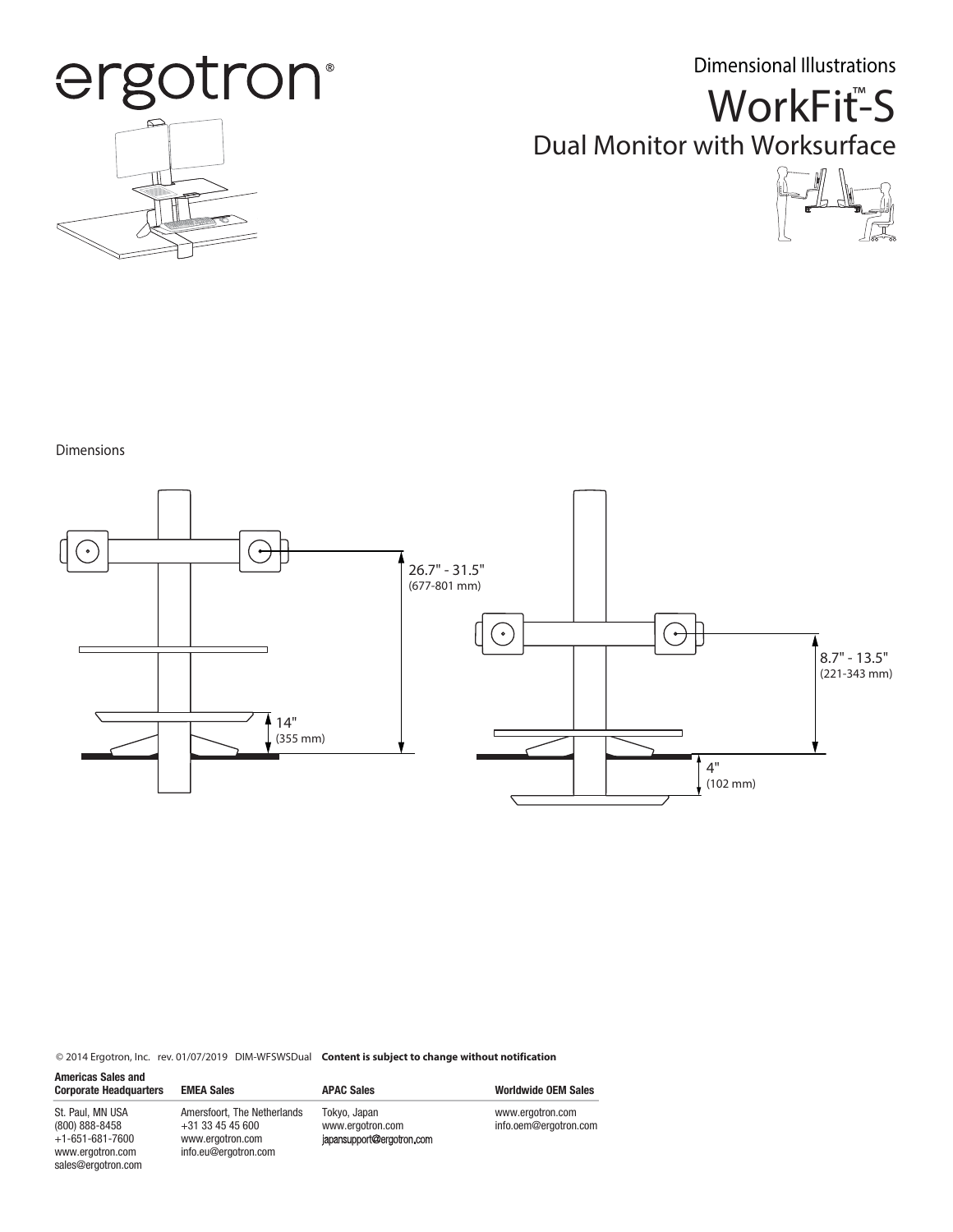ergotron®

Dimensional Illustrations

# WorkFit™-S

## Dual Monitor with Worksurface

Dimensions

26.7" - 31.5"
(677-801 mm)

14"
(355 mm)

8.7" - 13.5"
(221-343 mm)

4"
(102 mm)

© 2014 Ergotron, Inc. rev. 01/07/2019 DIM-WFSWSDual **Content is subject to change without notification**

| Americas Sales and Corporate Headquarters | EMEA Sales | APAC Sales | Worldwide OEM Sales |
|---|---|---|---|
| St. Paul, MN USA<br>(800) 888-8458<br>+1-651-681-7600<br>www.ergotron.com<br>sales@ergotron.com | Amersfoort, The Netherlands<br>+31 33 45 45 600<br>www.ergotron.com<br>info.eu@ergotron.com | Tokyo, Japan<br>www.ergotron.com<br>japansupport@ergotron.com | www.ergotron.com<br>info.oem@ergotron.com |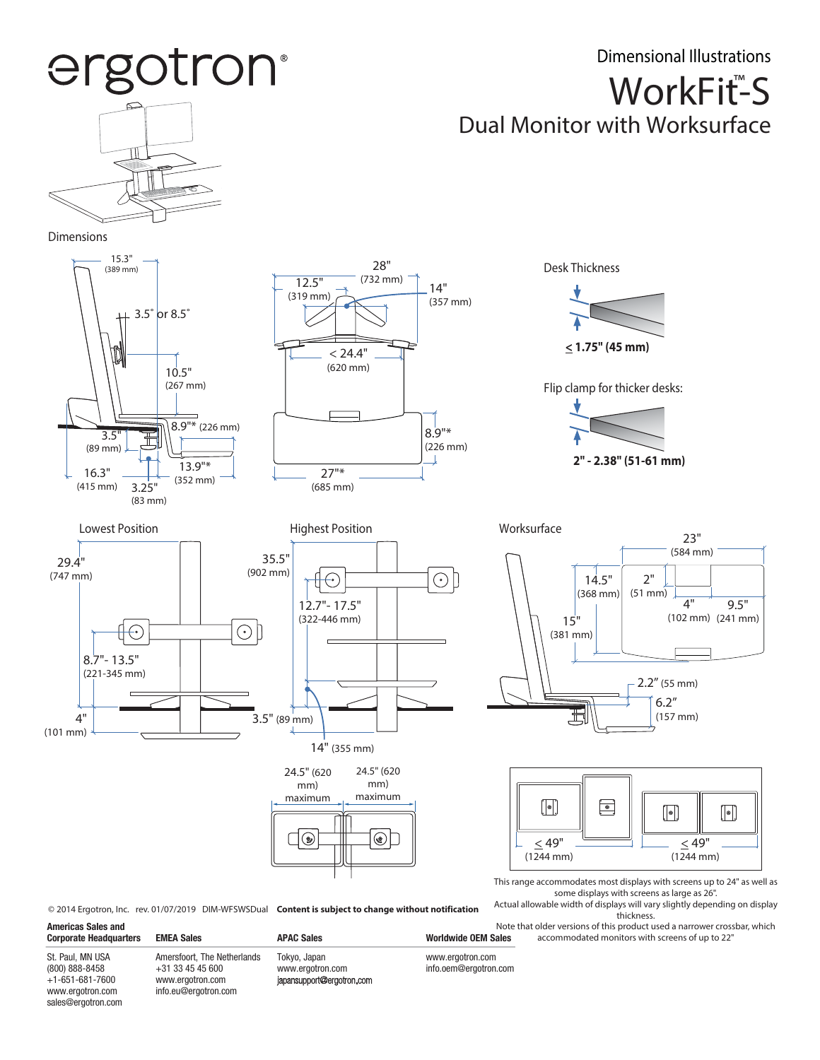# ergotron®

## Dimensional Illustrations

# WorkFit™-S

## Dual Monitor with Worksurface

### Dimensions

15.3" (389 mm)

3.5° or 8.5°

10.5" (267 mm)

8.9"* (226 mm)

3.5" (89 mm)

13.9"* (352 mm)

16.3" (415 mm)

3.25" (83 mm)

28" (732 mm)

12.5" (319 mm)

14" (357 mm)

< 24.4" (620 mm)

8.9"* (226 mm)

27"* (685 mm)

### Desk Thickness

≤ 1.75" (45 mm)

Flip clamp for thicker desks:

**2" - 2.38" (51-61 mm)**

### Lowest Position

29.4" (747 mm)

8.7"- 13.5" (221-345 mm)

4" (101 mm)

### Highest Position

35.5" (902 mm)

12.7"- 17.5" (322-446 mm)

3.5" (89 mm)

14" (355 mm)

24.5" (620 mm) maximum

24.5" (620 mm) maximum

### Worksurface

23" (584 mm)

14.5" (368 mm)

2" (51 mm)

4" (102 mm)

9.5" (241 mm)

15" (381 mm)

2.2" (55 mm)

6.2" (157 mm)

≤ 49" (1244 mm)

≤ 49" (1244 mm)

This range accommodates most displays with screens up to 24" as well as some displays with screens as large as 26".

Actual allowable width of displays will vary slightly depending on display thickness.

Note that older versions of this product used a narrower crossbar, which accommodated monitors with screens of up to 22"

© 2014 Ergotron, Inc. rev. 01/07/2019 DIM-WFSWSDual **Content is subject to change without notification**

| Americas Sales and Corporate Headquarters | EMEA Sales | APAC Sales | Worldwide OEM Sales |
|---|---|---|---|
| St. Paul, MN USA<br>(800) 888-8458<br>+1-651-681-7600<br>www.ergotron.com<br>sales@ergotron.com | Amersfoort, The Netherlands<br>+31 33 45 45 600<br>www.ergotron.com<br>info.eu@ergotron.com | Tokyo, Japan<br>www.ergotron.com<br>japansupport@ergotron.com | www.ergotron.com<br>info.oem@ergotron.com |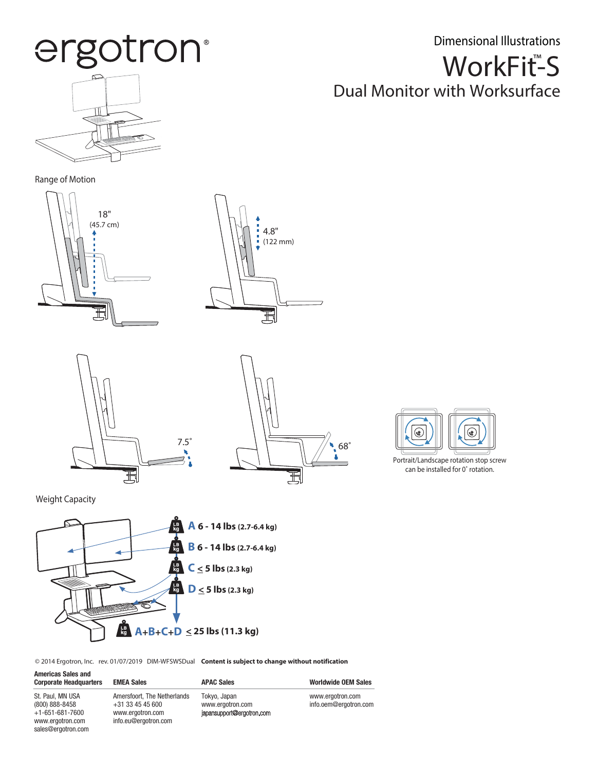ergotron®

# Dimensional Illustrations

# WorkFit™-S

## Dual Monitor with Worksurface

### Range of Motion

18" (45.7 cm)

4.8" (122 mm)

7.5˚

68˚

Portrait/Landscape rotation stop screw can be installed for 0˚ rotation.

### Weight Capacity

**A 6 - 14 lbs (2.7-6.4 kg)**

**B 6 - 14 lbs (2.7-6.4 kg)**

**C ≤ 5 lbs (2.3 kg)**

**D ≤ 5 lbs (2.3 kg)**

**A+B+C+D ≤ 25 lbs (11.3 kg)**

© 2014 Ergotron, Inc. rev. 01/07/2019 DIM-WFSWSDual **Content is subject to change without notification**

| Americas Sales and Corporate Headquarters | EMEA Sales | APAC Sales | Worldwide OEM Sales |
|---|---|---|---|
| St. Paul, MN USA<br>(800) 888-8458<br>+1-651-681-7600<br>www.ergotron.com<br>sales@ergotron.com | Amersfoort, The Netherlands<br>+31 33 45 45 600<br>www.ergotron.com<br>info.eu@ergotron.com | Tokyo, Japan<br>www.ergotron.com<br>japansupport@ergotron.com | www.ergotron.com<br>info.oem@ergotron.com |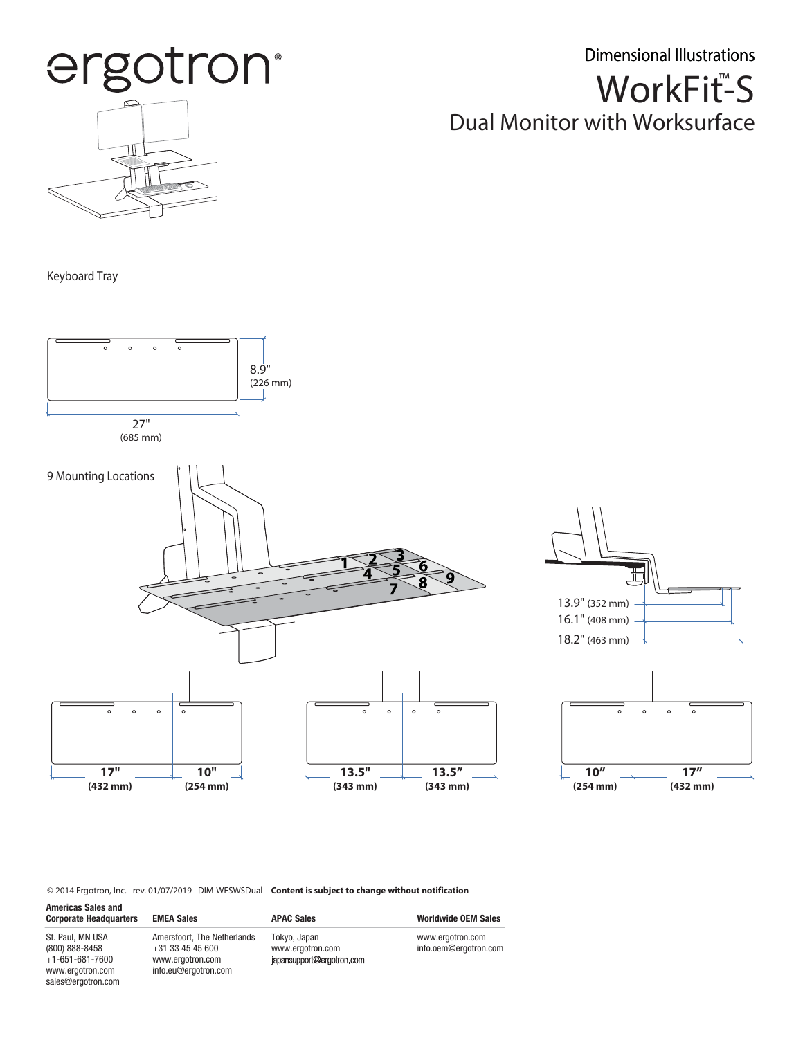# ergotron®

## Dimensional Illustrations

# WorkFit™-S

## Dual Monitor with Worksurface

Keyboard Tray

8.9"
(226 mm)

27"
(685 mm)

9 Mounting Locations

1
2
3
4
5
6
7
8
9

13.9" (352 mm)
16.1" (408 mm)
18.2" (463 mm)

**17"**
**(432 mm)**
**10"**
**(254 mm)**

**13.5"**
**(343 mm)**
**13.5"**
**(343 mm)**

**10"**
**(254 mm)**
**17"**
**(432 mm)**

© 2014 Ergotron, Inc. rev. 01/07/2019 DIM-WFSWSDual **Content is subject to change without notification**

| Americas Sales and Corporate Headquarters | EMEA Sales | APAC Sales | Worldwide OEM Sales |
|---|---|---|---|
| St. Paul, MN USA<br>(800) 888-8458<br>+1-651-681-7600<br>www.ergotron.com<br>sales@ergotron.com | Amersfoort, The Netherlands<br>+31 33 45 45 600<br>www.ergotron.com<br>info.eu@ergotron.com | Tokyo, Japan<br>www.ergotron.com<br>japansupport@ergotron.com | www.ergotron.com<br>info.oem@ergotron.com |